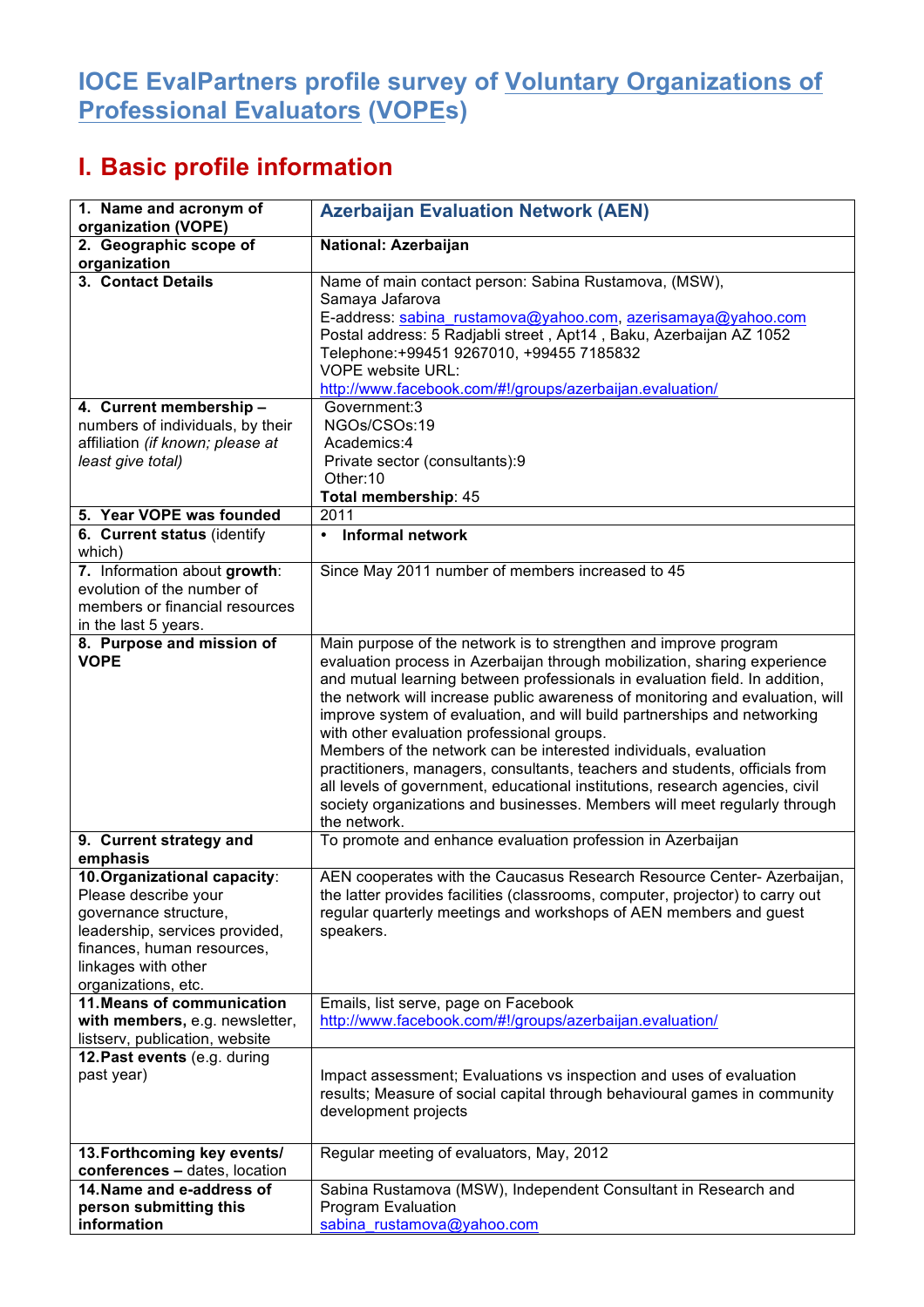# IOCE EvalPartners profile survey of Voluntary Organizations of Professional Evaluators (VOPEs)

## I. Basic profile information

| | |
|---|---|
| **1. Name and acronym of organization (VOPE)** | **Azerbaijan Evaluation Network (AEN)** |
| **2. Geographic scope of organization** | **National: Azerbaijan** |
| **3. Contact Details** | Name of main contact person: Sabina Rustamova, (MSW), Samaya Jafarova<br>E-address: sabina_rustamova@yahoo.com, azerisamaya@yahoo.com<br>Postal address: 5 Radjabli street , Apt14 , Baku, Azerbaijan AZ 1052<br>Telephone:+99451 9267010, +99455 7185832<br>VOPE website URL:<br>http://www.facebook.com/#!/groups/azerbaijan.evaluation/ |
| **4. Current membership** – numbers of individuals, by their affiliation *(if known; please at least give total)* | Government:3<br>NGOs/CSOs:19<br>Academics:4<br>Private sector (consultants):9<br>Other:10<br>**Total membership**: 45 |
| **5. Year VOPE was founded** | 2011 |
| **6. Current status** (identify which) | • **Informal network** |
| **7.** Information about **growth**: evolution of the number of members or financial resources in the last 5 years. | Since May 2011 number of members increased to 45 |
| **8. Purpose and mission of VOPE** | Main purpose of the network is to strengthen and improve program evaluation process in Azerbaijan through mobilization, sharing experience and mutual learning between professionals in evaluation field. In addition, the network will increase public awareness of monitoring and evaluation, will improve system of evaluation, and will build partnerships and networking with other evaluation professional groups.<br>Members of the network can be interested individuals, evaluation practitioners, managers, consultants, teachers and students, officials from all levels of government, educational institutions, research agencies, civil society organizations and businesses. Members will meet regularly through the network. |
| **9. Current strategy and emphasis** | To promote and enhance evaluation profession in Azerbaijan |
| **10. Organizational capacity**: Please describe your governance structure, leadership, services provided, finances, human resources, linkages with other organizations, etc. | AEN cooperates with the Caucasus Research Resource Center- Azerbaijan, the latter provides facilities (classrooms, computer, projector) to carry out regular quarterly meetings and workshops of AEN members and guest speakers. |
| **11. Means of communication with members,** e.g. newsletter, listserv, publication, website | Emails, list serve, page on Facebook<br>http://www.facebook.com/#!/groups/azerbaijan.evaluation/ |
| **12. Past events** (e.g. during past year) | Impact assessment; Evaluations vs inspection and uses of evaluation results; Measure of social capital through behavioural games in community development projects |
| **13. Forthcoming key events/ conferences** – dates, location | Regular meeting of evaluators, May, 2012 |
| **14. Name and e-address of person submitting this information** | Sabina Rustamova (MSW), Independent Consultant in Research and Program Evaluation<br>sabina_rustamova@yahoo.com |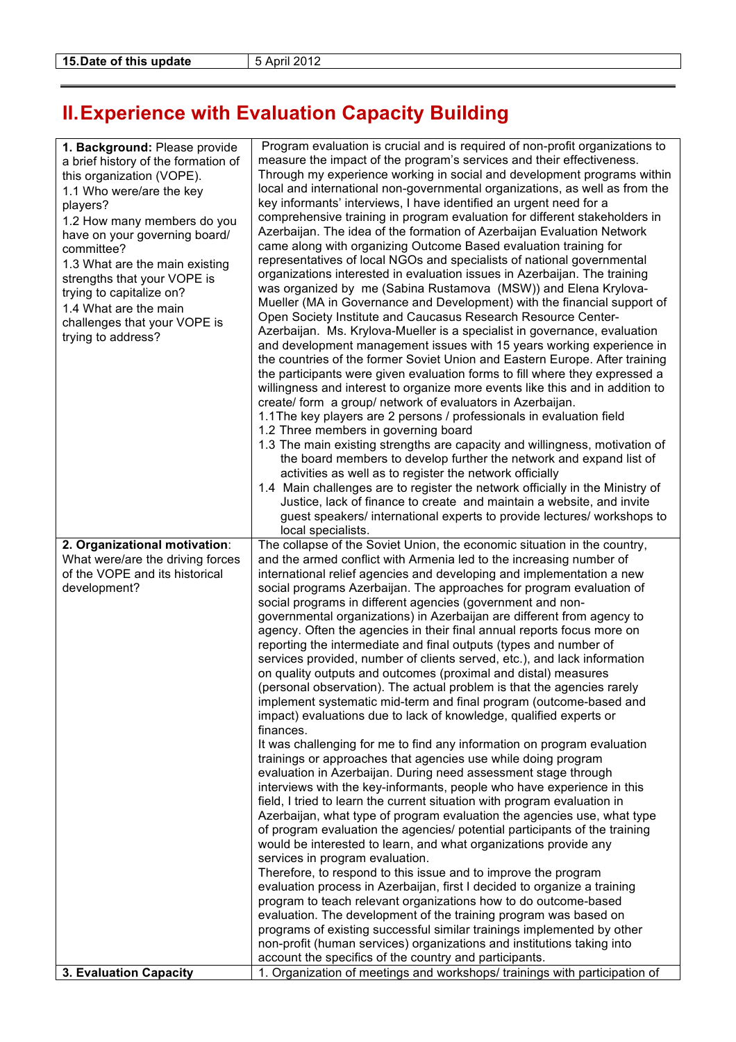| 15.Date of this update | 5 April 2012 |
|---|---|

## II. Experience with Evaluation Capacity Building

| | |
|---|---|
| **1. Background:** Please provide a brief history of the formation of this organization (VOPE).<br>1.1 Who were/are the key players?<br>1.2 How many members do you have on your governing board/ committee?<br>1.3 What are the main existing strengths that your VOPE is trying to capitalize on?<br>1.4 What are the main challenges that your VOPE is trying to address? | Program evaluation is crucial and is required of non-profit organizations to measure the impact of the program's services and their effectiveness. Through my experience working in social and development programs within local and international non-governmental organizations, as well as from the key informants' interviews, I have identified an urgent need for a comprehensive training in program evaluation for different stakeholders in Azerbaijan. The idea of the formation of Azerbaijan Evaluation Network came along with organizing Outcome Based evaluation training for representatives of local NGOs and specialists of national governmental organizations interested in evaluation issues in Azerbaijan. The training was organized by me (Sabina Rustamova (MSW)) and Elena Krylova-Mueller (MA in Governance and Development) with the financial support of Open Society Institute and Caucasus Research Resource Center-Azerbaijan. Ms. Krylova-Mueller is a specialist in governance, evaluation and development management issues with 15 years working experience in the countries of the former Soviet Union and Eastern Europe. After training the participants were given evaluation forms to fill where they expressed a willingness and interest to organize more events like this and in addition to create/ form a group/ network of evaluators in Azerbaijan.<br>1.1 The key players are 2 persons / professionals in evaluation field<br>1.2 Three members in governing board<br>1.3 The main existing strengths are capacity and willingness, motivation of the board members to develop further the network and expand list of activities as well as to register the network officially<br>1.4 Main challenges are to register the network officially in the Ministry of Justice, lack of finance to create and maintain a website, and invite guest speakers/ international experts to provide lectures/ workshops to local specialists. |
| **2. Organizational motivation**: What were/are the driving forces of the VOPE and its historical development? | The collapse of the Soviet Union, the economic situation in the country, and the armed conflict with Armenia led to the increasing number of international relief agencies and developing and implementation a new social programs Azerbaijan. The approaches for program evaluation of social programs in different agencies (government and non-governmental organizations) in Azerbaijan are different from agency to agency. Often the agencies in their final annual reports focus more on reporting the intermediate and final outputs (types and number of services provided, number of clients served, etc.), and lack information on quality outputs and outcomes (proximal and distal) measures (personal observation). The actual problem is that the agencies rarely implement systematic mid-term and final program (outcome-based and impact) evaluations due to lack of knowledge, qualified experts or finances.<br>It was challenging for me to find any information on program evaluation trainings or approaches that agencies use while doing program evaluation in Azerbaijan. During need assessment stage through interviews with the key-informants, people who have experience in this field, I tried to learn the current situation with program evaluation in Azerbaijan, what type of program evaluation the agencies use, what type of program evaluation the agencies/ potential participants of the training would be interested to learn, and what organizations provide any services in program evaluation.<br>Therefore, to respond to this issue and to improve the program evaluation process in Azerbaijan, first I decided to organize a training program to teach relevant organizations how to do outcome-based evaluation. The development of the training program was based on programs of existing successful similar trainings implemented by other non-profit (human services) organizations and institutions taking into account the specifics of the country and participants. |
| **3. Evaluation Capacity** | 1. Organization of meetings and workshops/ trainings with participation of |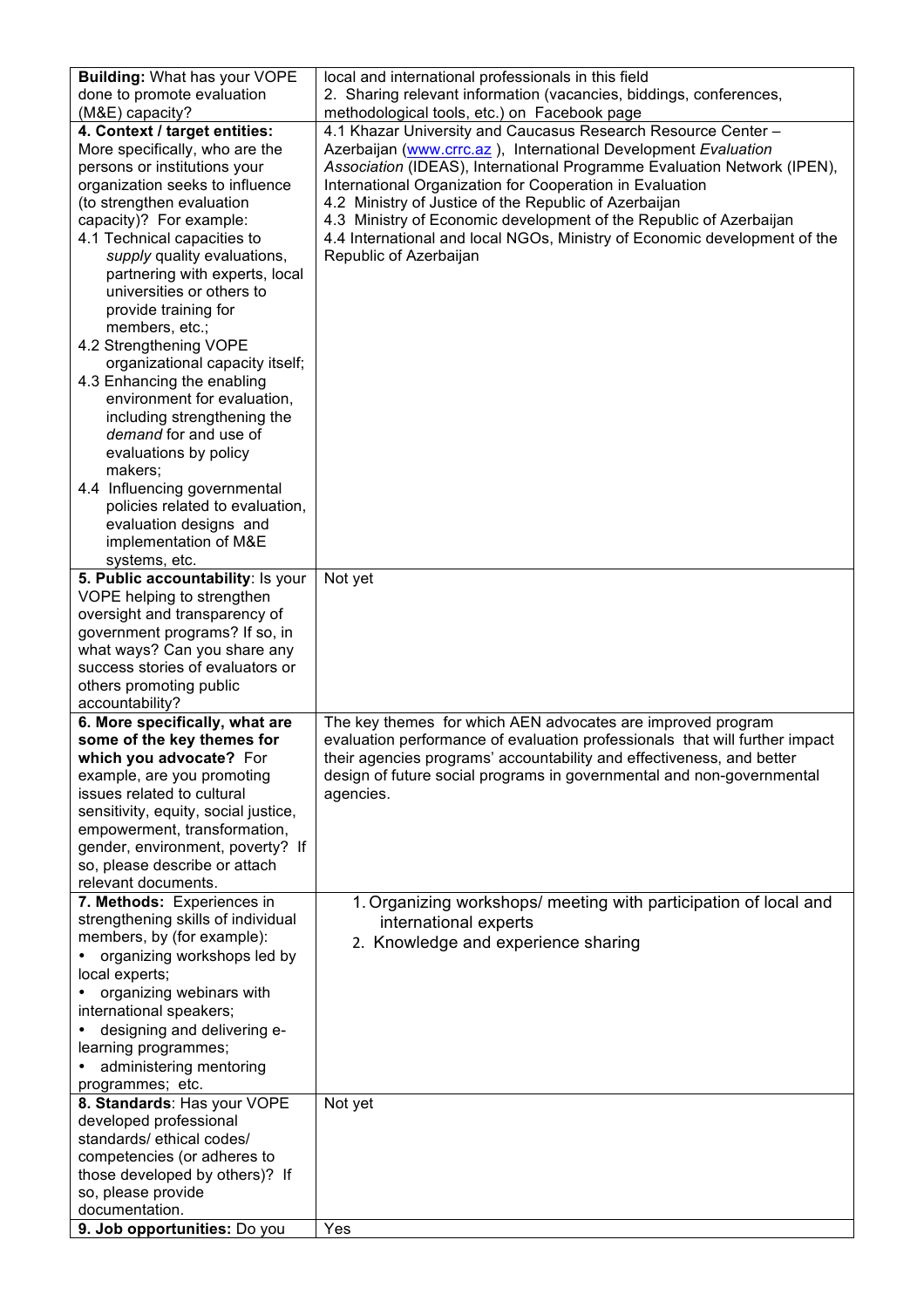| **Building:** What has your VOPE done to promote evaluation (M&E) capacity? | local and international professionals in this field<br>2. Sharing relevant information (vacancies, biddings, conferences, methodological tools, etc.) on Facebook page |
|---|---|
| **4. Context / target entities:** More specifically, who are the persons or institutions your organization seeks to influence (to strengthen evaluation capacity)? For example:<br>4.1 Technical capacities to *supply* quality evaluations, partnering with experts, local universities or others to provide training for members, etc.;<br>4.2 Strengthening VOPE organizational capacity itself;<br>4.3 Enhancing the enabling environment for evaluation, including strengthening the *demand* for and use of evaluations by policy makers;<br>4.4 Influencing governmental policies related to evaluation, evaluation designs and implementation of M&E systems, etc. | 4.1 Khazar University and Caucasus Research Resource Center – Azerbaijan (www.crrc.az ), International Development *Evaluation Association* (IDEAS), International Programme Evaluation Network (IPEN), International Organization for Cooperation in Evaluation<br>4.2 Ministry of Justice of the Republic of Azerbaijan<br>4.3 Ministry of Economic development of the Republic of Azerbaijan<br>4.4 International and local NGOs, Ministry of Economic development of the Republic of Azerbaijan |
| **5. Public accountability**: Is your VOPE helping to strengthen oversight and transparency of government programs? If so, in what ways? Can you share any success stories of evaluators or others promoting public accountability? | Not yet |
| **6. More specifically, what are some of the key themes for which you advocate?** For example, are you promoting issues related to cultural sensitivity, equity, social justice, empowerment, transformation, gender, environment, poverty? If so, please describe or attach relevant documents. | The key themes for which AEN advocates are improved program evaluation performance of evaluation professionals that will further impact their agencies programs' accountability and effectiveness, and better design of future social programs in governmental and non-governmental agencies. |
| **7. Methods:** Experiences in strengthening skills of individual members, by (for example):<br>• organizing workshops led by local experts;<br>• organizing webinars with international speakers;<br>• designing and delivering e-learning programmes;<br>• administering mentoring programmes; etc. | 1. Organizing workshops/ meeting with participation of local and international experts<br>2. Knowledge and experience sharing |
| **8. Standards**: Has your VOPE developed professional standards/ ethical codes/ competencies (or adheres to those developed by others)? If so, please provide documentation. | Not yet |
| **9. Job opportunities:** Do you | Yes |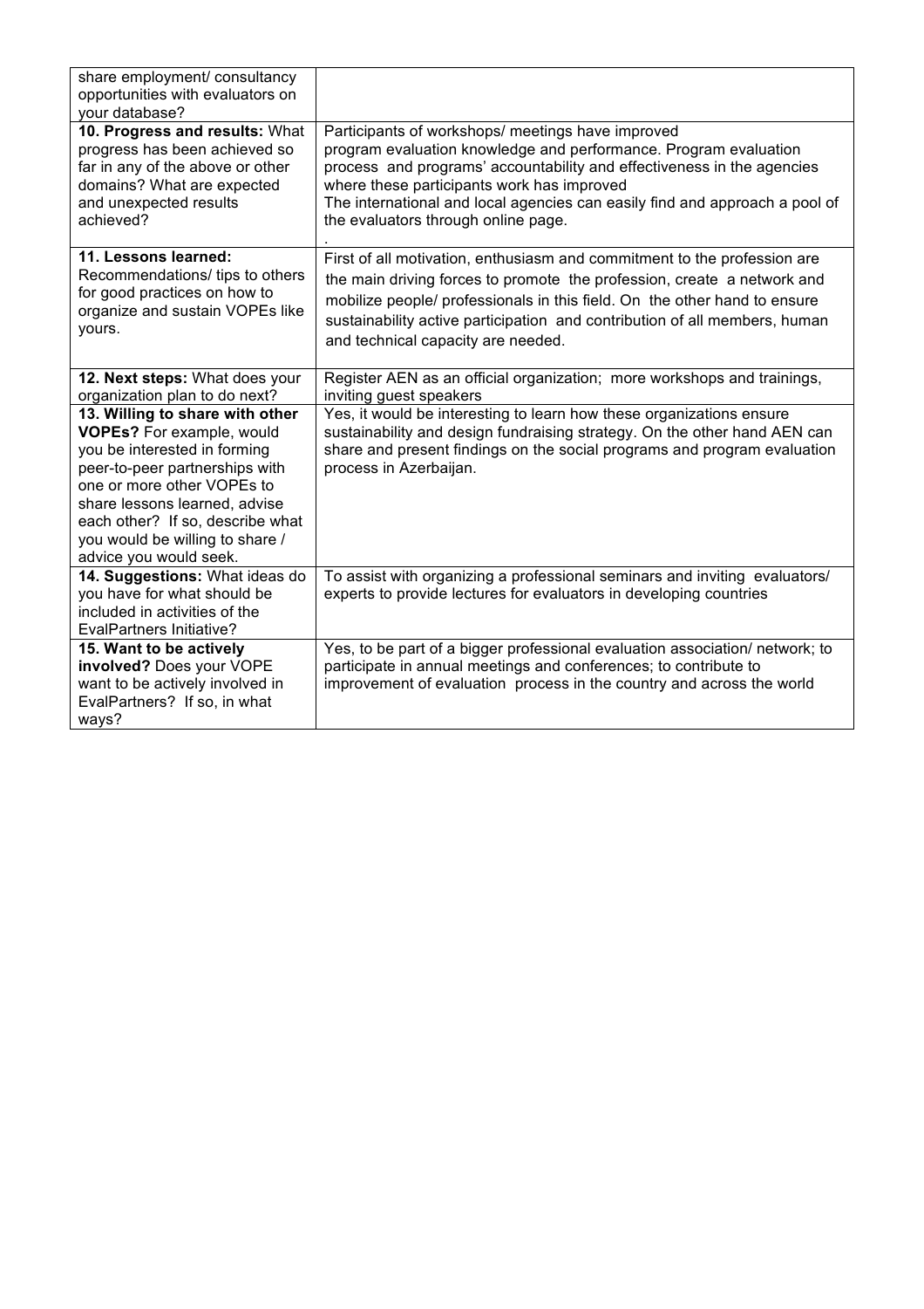| | |
|---|---|
| share employment/ consultancy opportunities with evaluators on your database? | |
| **10. Progress and results:** What progress has been achieved so far in any of the above or other domains? What are expected and unexpected results achieved? | Participants of workshops/ meetings have improved program evaluation knowledge and performance. Program evaluation process and programs' accountability and effectiveness in the agencies where these participants work has improved<br>The international and local agencies can easily find and approach a pool of the evaluators through online page.<br>. |
| **11. Lessons learned:** Recommendations/ tips to others for good practices on how to organize and sustain VOPEs like yours. | First of all motivation, enthusiasm and commitment to the profession are the main driving forces to promote the profession, create a network and mobilize people/ professionals in this field. On the other hand to ensure sustainability active participation and contribution of all members, human and technical capacity are needed. |
| **12. Next steps:** What does your organization plan to do next? | Register AEN as an official organization; more workshops and trainings, inviting guest speakers |
| **13. Willing to share with other VOPEs?** For example, would you be interested in forming peer-to-peer partnerships with one or more other VOPEs to share lessons learned, advise each other? If so, describe what you would be willing to share / advice you would seek. | Yes, it would be interesting to learn how these organizations ensure sustainability and design fundraising strategy. On the other hand AEN can share and present findings on the social programs and program evaluation process in Azerbaijan. |
| **14. Suggestions:** What ideas do you have for what should be included in activities of the EvalPartners Initiative? | To assist with organizing a professional seminars and inviting evaluators/ experts to provide lectures for evaluators in developing countries |
| **15. Want to be actively involved?** Does your VOPE want to be actively involved in EvalPartners? If so, in what ways? | Yes, to be part of a bigger professional evaluation association/ network; to participate in annual meetings and conferences; to contribute to improvement of evaluation process in the country and across the world |